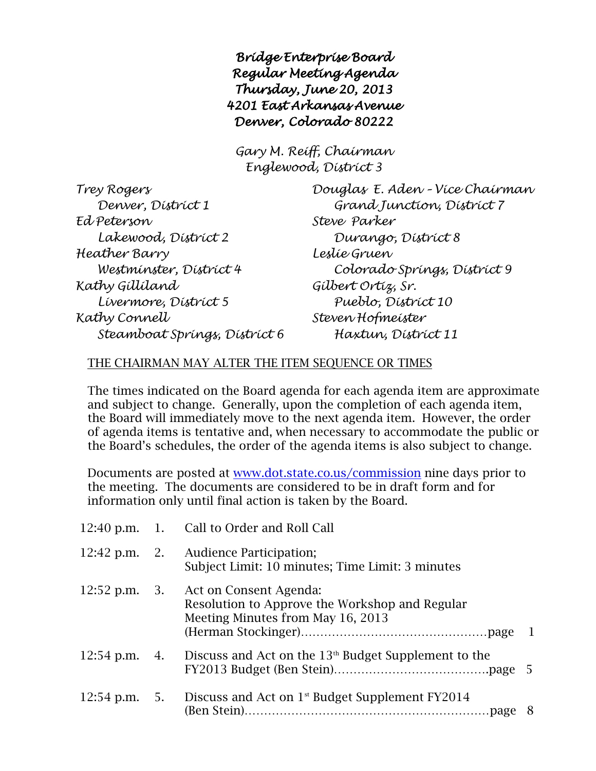# Bridge Enterprise Board
# Regular Meeting Agenda
# Thursday, June 20, 2013
# 4201 East Arkansas Avenue
# Denver, Colorado 80222

*Gary M. Reiff, Chairman*
*Englewood, District 3*

*Trey Rogers*
*Denver, District 1*

*Ed Peterson*
*Lakewood, District 2*

*Heather Barry*
*Westminster, District 4*

*Kathy Gilliland*
*Livermore, District 5*

*Kathy Connell*
*Steamboat Springs, District 6*

*Douglas E. Aden – Vice Chairman*
*Grand Junction, District 7*

*Steve Parker*
*Durango, District 8*

*Leslie Gruen*
*Colorado Springs, District 9*

*Gilbert Ortiz, Sr.*
*Pueblo, District 10*

*Steven Hofmeister*
*Haxtun, District 11*

THE CHAIRMAN MAY ALTER THE ITEM SEQUENCE OR TIMES

The times indicated on the Board agenda for each agenda item are approximate and subject to change. Generally, upon the completion of each agenda item, the Board will immediately move to the next agenda item. However, the order of agenda items is tentative and, when necessary to accommodate the public or the Board's schedules, the order of the agenda items is also subject to change.

Documents are posted at www.dot.state.co.us/commission nine days prior to the meeting. The documents are considered to be in draft form and for information only until final action is taken by the Board.

| Time | No. | Item | Page |
|---|---|---|---|
| 12:40 p.m. | 1. | Call to Order and Roll Call | |
| 12:42 p.m. | 2. | Audience Participation; Subject Limit: 10 minutes; Time Limit: 3 minutes | |
| 12:52 p.m. | 3. | Act on Consent Agenda: Resolution to Approve the Workshop and Regular Meeting Minutes from May 16, 2013 (Herman Stockinger) | page 1 |
| 12:54 p.m. | 4. | Discuss and Act on the 13th Budget Supplement to the FY2013 Budget (Ben Stein) | page 5 |
| 12:54 p.m. | 5. | Discuss and Act on 1st Budget Supplement FY2014 (Ben Stein) | page 8 |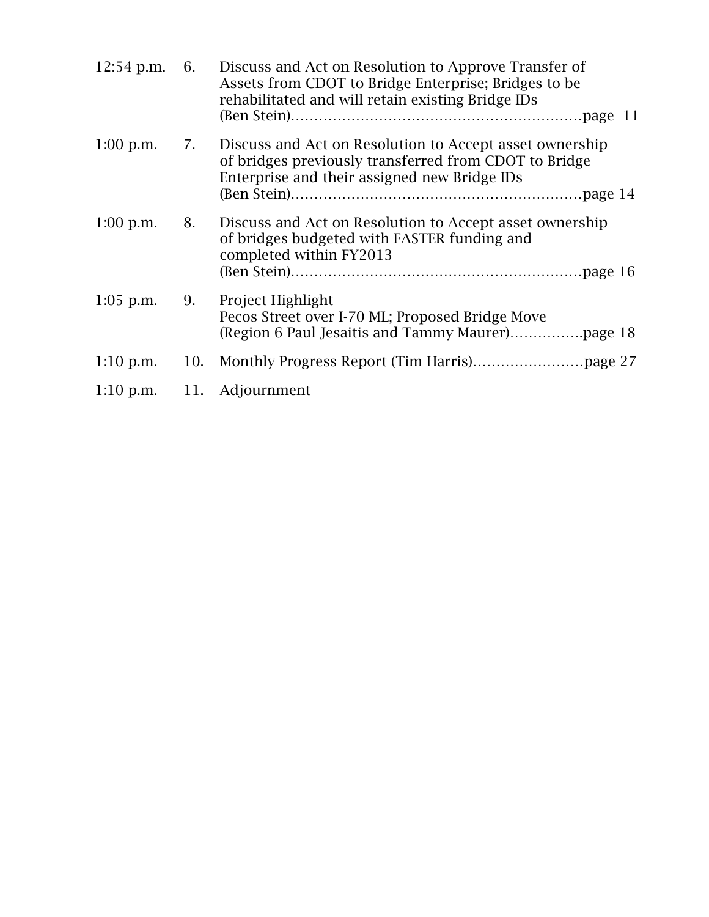| | | |
|---|---|---|
| 12:54 p.m. | 6. | Discuss and Act on Resolution to Approve Transfer of Assets from CDOT to Bridge Enterprise; Bridges to be rehabilitated and will retain existing Bridge IDs (Ben Stein)……………………………………………………page 11 |
| 1:00 p.m. | 7. | Discuss and Act on Resolution to Accept asset ownership of bridges previously transferred from CDOT to Bridge Enterprise and their assigned new Bridge IDs (Ben Stein)……………………………………………………page 14 |
| 1:00 p.m. | 8. | Discuss and Act on Resolution to Accept asset ownership of bridges budgeted with FASTER funding and completed within FY2013 (Ben Stein)……………………………………………………page 16 |
| 1:05 p.m. | 9. | Project Highlight<br>Pecos Street over I-70 ML; Proposed Bridge Move (Region 6 Paul Jesaitis and Tammy Maurer)…………….page 18 |
| 1:10 p.m. | 10. | Monthly Progress Report (Tim Harris)……………………page 27 |
| 1:10 p.m. | 11. | Adjournment |